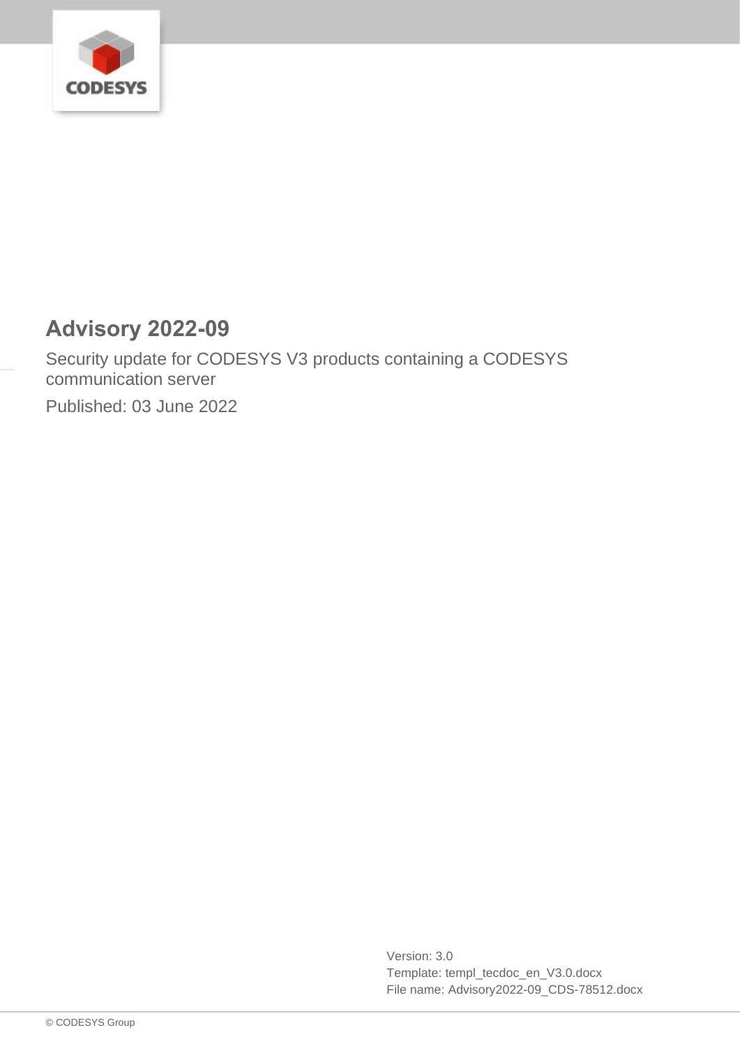# Advisory 2022-09

Security update for CODESYS V3 products containing a CODESYS communication server

Published: 03 June 2022

Version: 3.0
Template: templ_tecdoc_en_V3.0.docx
File name: Advisory2022-09_CDS-78512.docx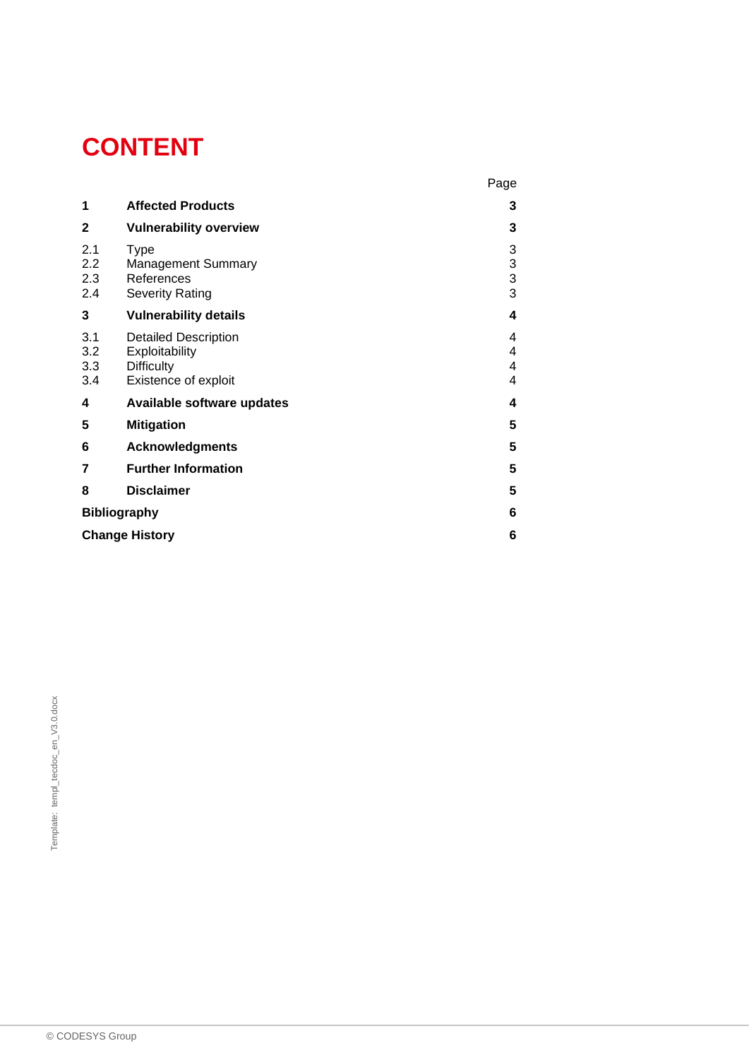# CONTENT

| | | Page |
|---|---|---|
| **1** | **Affected Products** | **3** |
| **2** | **Vulnerability overview** | **3** |
| 2.1 | Type | 3 |
| 2.2 | Management Summary | 3 |
| 2.3 | References | 3 |
| 2.4 | Severity Rating | 3 |
| **3** | **Vulnerability details** | **4** |
| 3.1 | Detailed Description | 4 |
| 3.2 | Exploitability | 4 |
| 3.3 | Difficulty | 4 |
| 3.4 | Existence of exploit | 4 |
| **4** | **Available software updates** | **4** |
| **5** | **Mitigation** | **5** |
| **6** | **Acknowledgments** | **5** |
| **7** | **Further Information** | **5** |
| **8** | **Disclaimer** | **5** |
| **Bibliography** | | **6** |
| **Change History** | | **6** |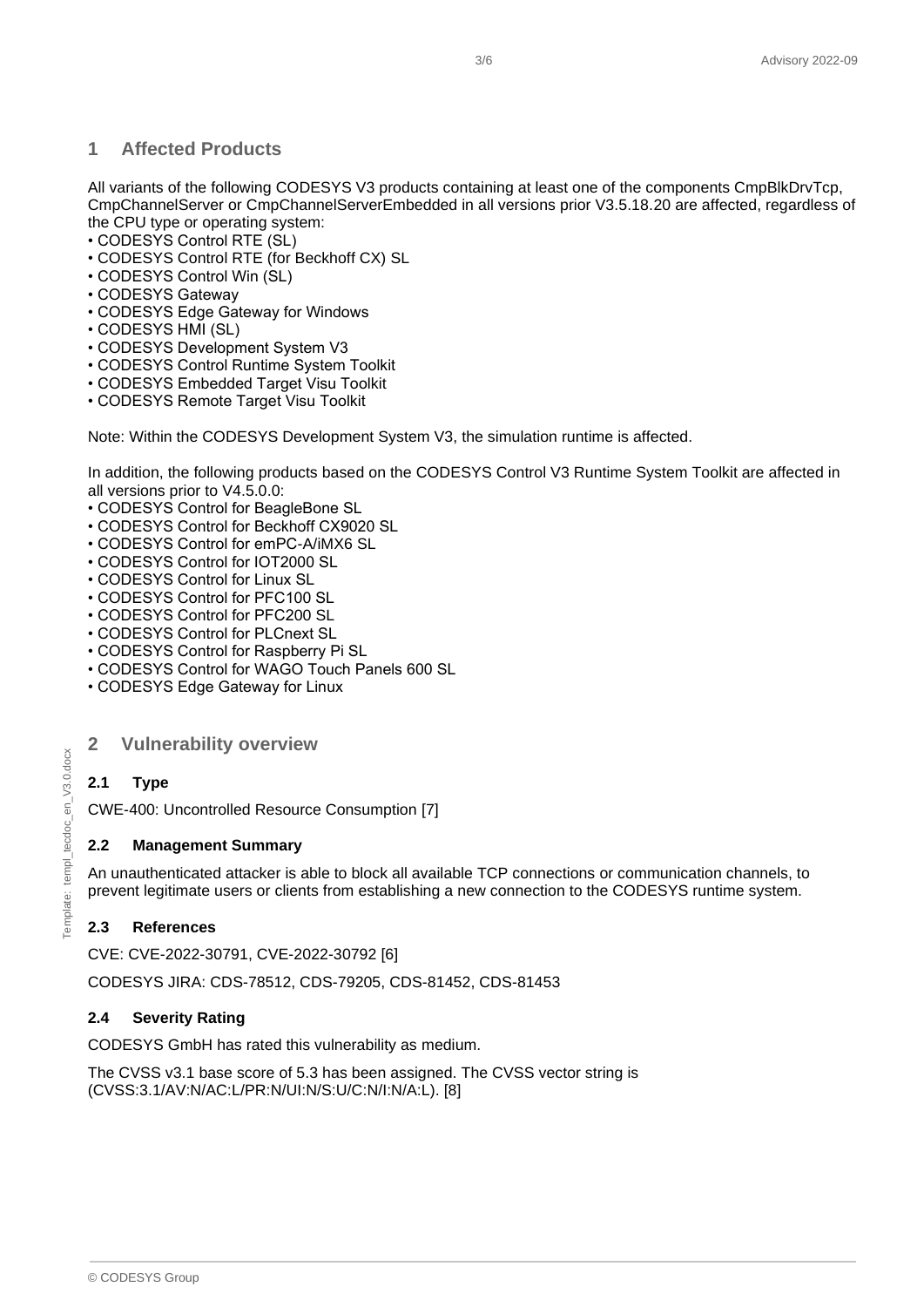## 1 Affected Products

All variants of the following CODESYS V3 products containing at least one of the components CmpBlkDrvTcp, CmpChannelServer or CmpChannelServerEmbedded in all versions prior V3.5.18.20 are affected, regardless of the CPU type or operating system:

- CODESYS Control RTE (SL)
- CODESYS Control RTE (for Beckhoff CX) SL
- CODESYS Control Win (SL)
- CODESYS Gateway
- CODESYS Edge Gateway for Windows
- CODESYS HMI (SL)
- CODESYS Development System V3
- CODESYS Control Runtime System Toolkit
- CODESYS Embedded Target Visu Toolkit
- CODESYS Remote Target Visu Toolkit

Note: Within the CODESYS Development System V3, the simulation runtime is affected.

In addition, the following products based on the CODESYS Control V3 Runtime System Toolkit are affected in all versions prior to V4.5.0.0:

- CODESYS Control for BeagleBone SL
- CODESYS Control for Beckhoff CX9020 SL
- CODESYS Control for emPC-A/iMX6 SL
- CODESYS Control for IOT2000 SL
- CODESYS Control for Linux SL
- CODESYS Control for PFC100 SL
- CODESYS Control for PFC200 SL
- CODESYS Control for PLCnext SL
- CODESYS Control for Raspberry Pi SL
- CODESYS Control for WAGO Touch Panels 600 SL
- CODESYS Edge Gateway for Linux

## 2 Vulnerability overview

### 2.1 Type

CWE-400: Uncontrolled Resource Consumption [7]

### 2.2 Management Summary

An unauthenticated attacker is able to block all available TCP connections or communication channels, to prevent legitimate users or clients from establishing a new connection to the CODESYS runtime system.

### 2.3 References

CVE: CVE-2022-30791, CVE-2022-30792 [6]

CODESYS JIRA: CDS-78512, CDS-79205, CDS-81452, CDS-81453

### 2.4 Severity Rating

CODESYS GmbH has rated this vulnerability as medium.

The CVSS v3.1 base score of 5.3 has been assigned. The CVSS vector string is (CVSS:3.1/AV:N/AC:L/PR:N/UI:N/S:U/C:N/I:N/A:L). [8]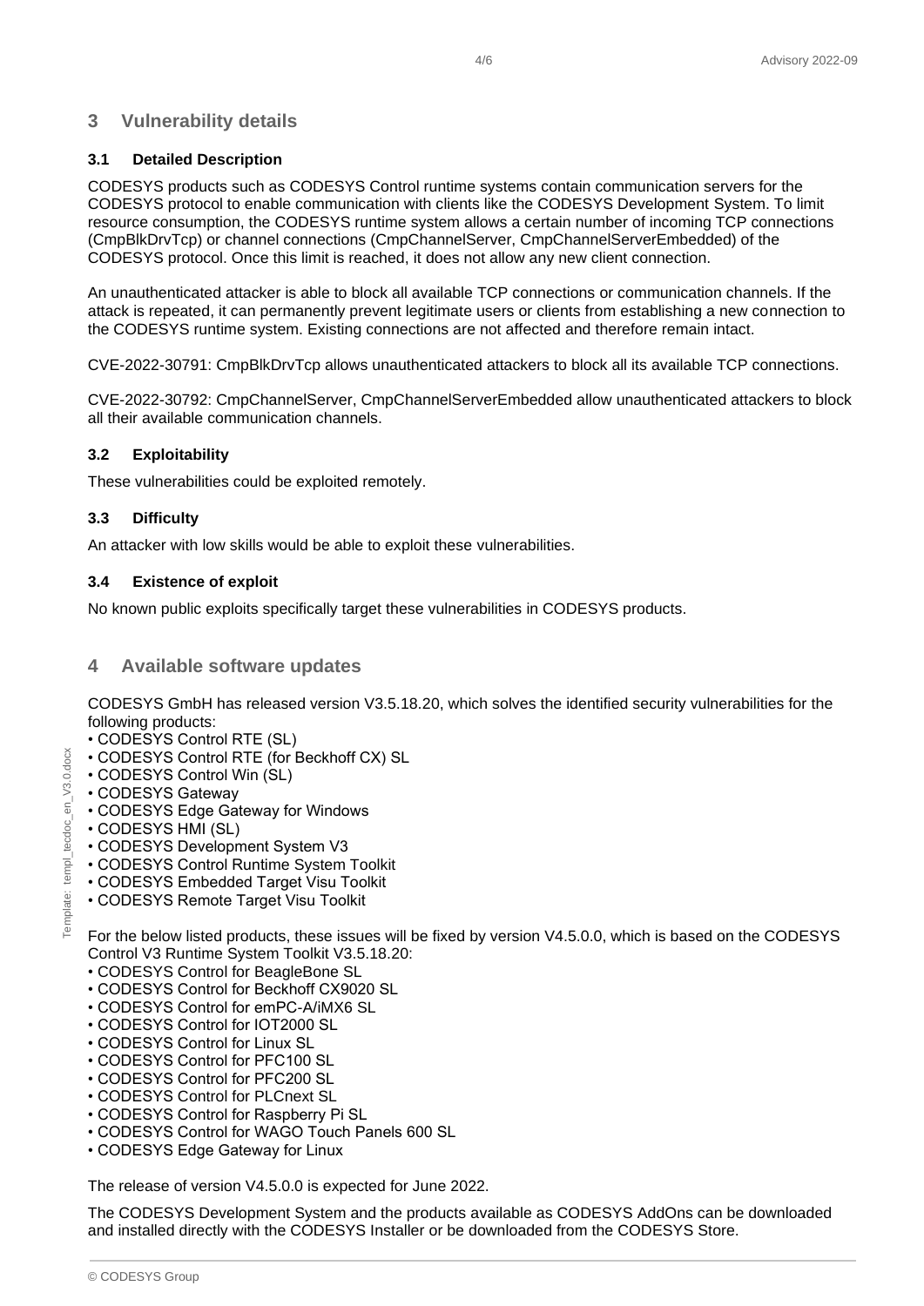## 3 Vulnerability details

### 3.1 Detailed Description

CODESYS products such as CODESYS Control runtime systems contain communication servers for the CODESYS protocol to enable communication with clients like the CODESYS Development System. To limit resource consumption, the CODESYS runtime system allows a certain number of incoming TCP connections (CmpBlkDrvTcp) or channel connections (CmpChannelServer, CmpChannelServerEmbedded) of the CODESYS protocol. Once this limit is reached, it does not allow any new client connection.

An unauthenticated attacker is able to block all available TCP connections or communication channels. If the attack is repeated, it can permanently prevent legitimate users or clients from establishing a new connection to the CODESYS runtime system. Existing connections are not affected and therefore remain intact.

CVE-2022-30791: CmpBlkDrvTcp allows unauthenticated attackers to block all its available TCP connections.

CVE-2022-30792: CmpChannelServer, CmpChannelServerEmbedded allow unauthenticated attackers to block all their available communication channels.

### 3.2 Exploitability

These vulnerabilities could be exploited remotely.

### 3.3 Difficulty

An attacker with low skills would be able to exploit these vulnerabilities.

### 3.4 Existence of exploit

No known public exploits specifically target these vulnerabilities in CODESYS products.

## 4 Available software updates

CODESYS GmbH has released version V3.5.18.20, which solves the identified security vulnerabilities for the following products:

- CODESYS Control RTE (SL)
- CODESYS Control RTE (for Beckhoff CX) SL
- CODESYS Control Win (SL)
- CODESYS Gateway
- CODESYS Edge Gateway for Windows
- CODESYS HMI (SL)
- CODESYS Development System V3
- CODESYS Control Runtime System Toolkit
- CODESYS Embedded Target Visu Toolkit
- CODESYS Remote Target Visu Toolkit

For the below listed products, these issues will be fixed by version V4.5.0.0, which is based on the CODESYS Control V3 Runtime System Toolkit V3.5.18.20:

- CODESYS Control for BeagleBone SL
- CODESYS Control for Beckhoff CX9020 SL
- CODESYS Control for emPC-A/iMX6 SL
- CODESYS Control for IOT2000 SL
- CODESYS Control for Linux SL
- CODESYS Control for PFC100 SL
- CODESYS Control for PFC200 SL
- CODESYS Control for PLCnext SL
- CODESYS Control for Raspberry Pi SL
- CODESYS Control for WAGO Touch Panels 600 SL
- CODESYS Edge Gateway for Linux

The release of version V4.5.0.0 is expected for June 2022.

The CODESYS Development System and the products available as CODESYS AddOns can be downloaded and installed directly with the CODESYS Installer or be downloaded from the CODESYS Store.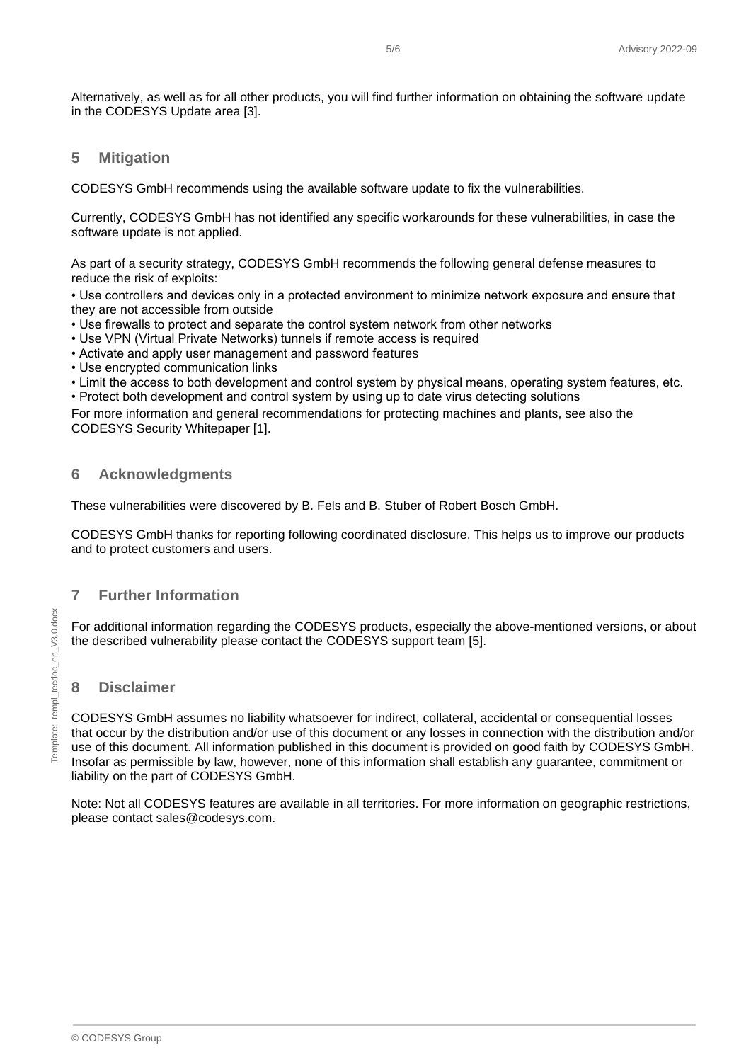Alternatively, as well as for all other products, you will find further information on obtaining the software update in the CODESYS Update area [3].

## 5 Mitigation

CODESYS GmbH recommends using the available software update to fix the vulnerabilities.

Currently, CODESYS GmbH has not identified any specific workarounds for these vulnerabilities, in case the software update is not applied.

As part of a security strategy, CODESYS GmbH recommends the following general defense measures to reduce the risk of exploits:

- Use controllers and devices only in a protected environment to minimize network exposure and ensure that they are not accessible from outside
- Use firewalls to protect and separate the control system network from other networks
- Use VPN (Virtual Private Networks) tunnels if remote access is required
- Activate and apply user management and password features
- Use encrypted communication links
- Limit the access to both development and control system by physical means, operating system features, etc.
- Protect both development and control system by using up to date virus detecting solutions

For more information and general recommendations for protecting machines and plants, see also the CODESYS Security Whitepaper [1].

## 6 Acknowledgments

These vulnerabilities were discovered by B. Fels and B. Stuber of Robert Bosch GmbH.

CODESYS GmbH thanks for reporting following coordinated disclosure. This helps us to improve our products and to protect customers and users.

## 7 Further Information

For additional information regarding the CODESYS products, especially the above-mentioned versions, or about the described vulnerability please contact the CODESYS support team [5].

## 8 Disclaimer

CODESYS GmbH assumes no liability whatsoever for indirect, collateral, accidental or consequential losses that occur by the distribution and/or use of this document or any losses in connection with the distribution and/or use of this document. All information published in this document is provided on good faith by CODESYS GmbH. Insofar as permissible by law, however, none of this information shall establish any guarantee, commitment or liability on the part of CODESYS GmbH.

Note: Not all CODESYS features are available in all territories. For more information on geographic restrictions, please contact sales@codesys.com.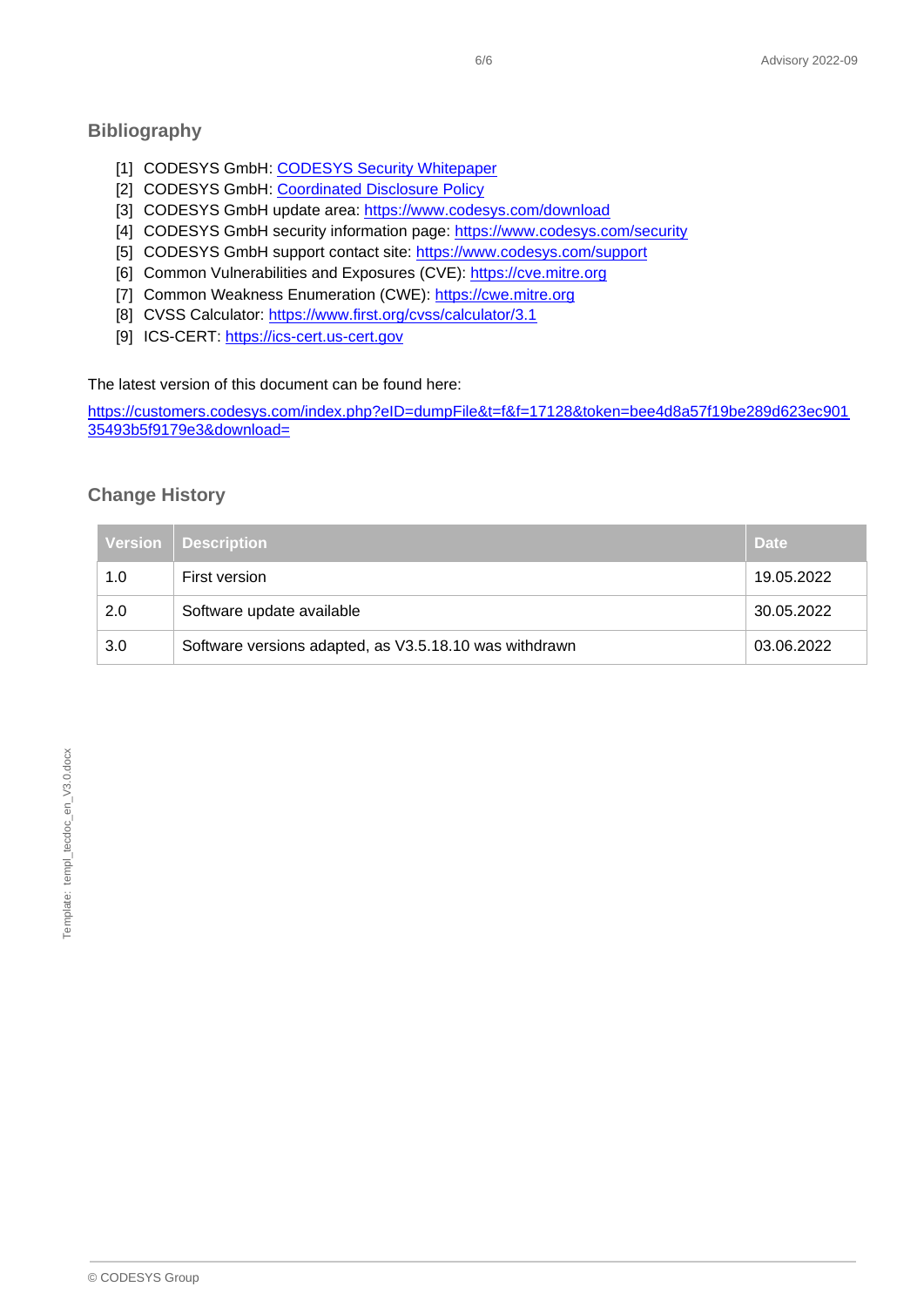## Bibliography

[1] CODESYS GmbH: CODESYS Security Whitepaper
[2] CODESYS GmbH: Coordinated Disclosure Policy
[3] CODESYS GmbH update area: https://www.codesys.com/download
[4] CODESYS GmbH security information page: https://www.codesys.com/security
[5] CODESYS GmbH support contact site: https://www.codesys.com/support
[6] Common Vulnerabilities and Exposures (CVE): https://cve.mitre.org
[7] Common Weakness Enumeration (CWE): https://cwe.mitre.org
[8] CVSS Calculator: https://www.first.org/cvss/calculator/3.1
[9] ICS-CERT: https://ics-cert.us-cert.gov

The latest version of this document can be found here:

https://customers.codesys.com/index.php?eID=dumpFile&t=f&f=17128&token=bee4d8a57f19be289d623ec90135493b5f9179e3&download=

## Change History

| Version | Description | Date |
|---|---|---|
| 1.0 | First version | 19.05.2022 |
| 2.0 | Software update available | 30.05.2022 |
| 3.0 | Software versions adapted, as V3.5.18.10 was withdrawn | 03.06.2022 |